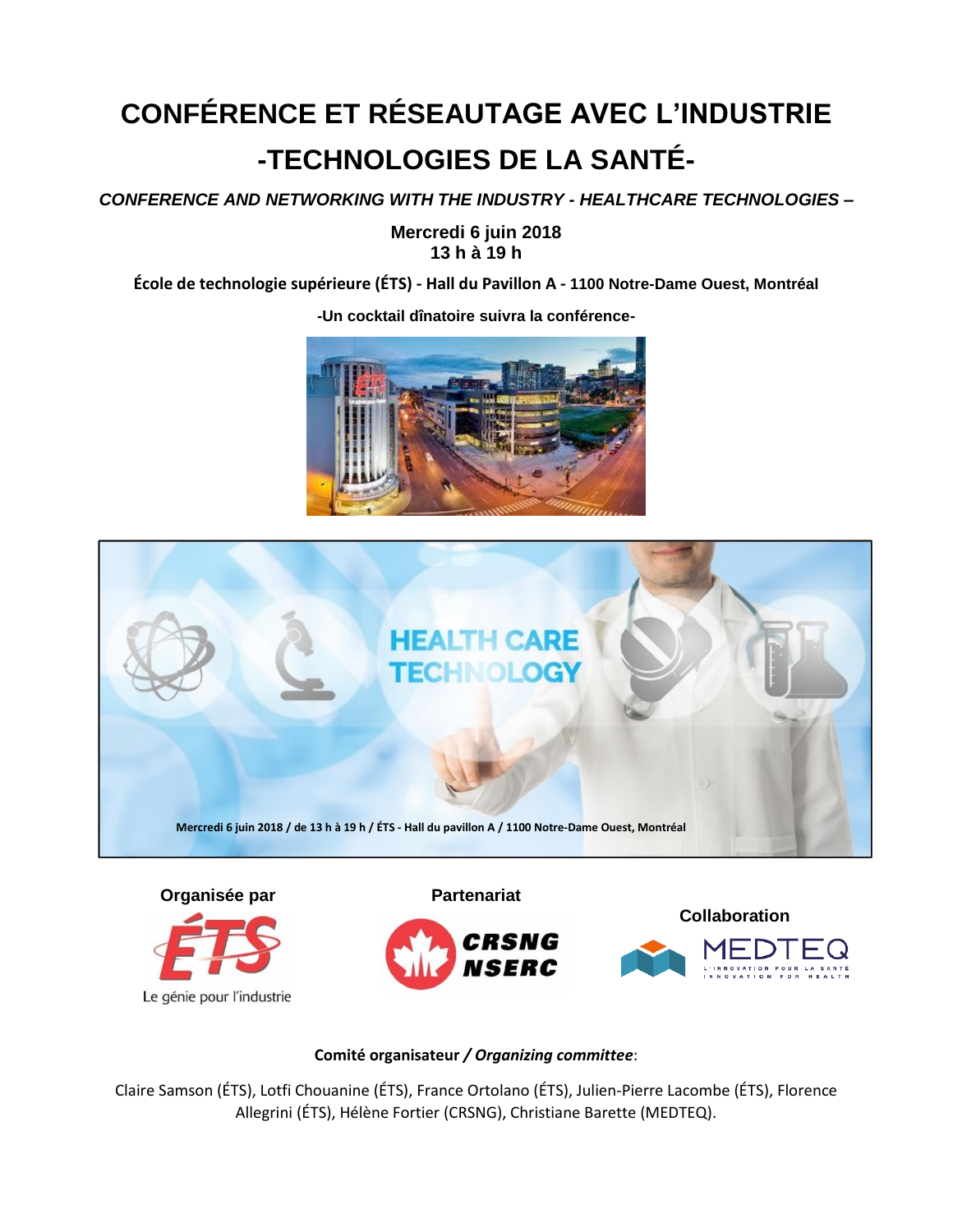# CONFÉRENCE ET RÉSEAUTAGE AVEC L'INDUSTRIE

# -TECHNOLOGIES DE LA SANTÉ-

***CONFERENCE AND NETWORKING WITH THE INDUSTRY - HEALTHCARE TECHNOLOGIES –***

**Mercredi 6 juin 2018**
**13 h à 19 h**

**École de technologie supérieure (ÉTS) - Hall du Pavillon A - 1100 Notre-Dame Ouest, Montréal**

**-Un cocktail dînatoire suivra la conférence-**

HEALTH CARE TECHNOLOGY

**Mercredi 6 juin 2018 / de 13 h à 19 h / ÉTS - Hall du pavillon A / 1100 Notre-Dame Ouest, Montréal**

**Organisée par**

ÉTS — Le génie pour l'industrie

**Partenariat**

CRSNG NSERC

**Collaboration**

MEDTEQ — L'innovation pour la santé / Innovation for health

**Comité organisateur / *Organizing committee***:

Claire Samson (ÉTS), Lotfi Chouanine (ÉTS), France Ortolano (ÉTS), Julien-Pierre Lacombe (ÉTS), Florence Allegrini (ÉTS), Hélène Fortier (CRSNG), Christiane Barette (MEDTEQ).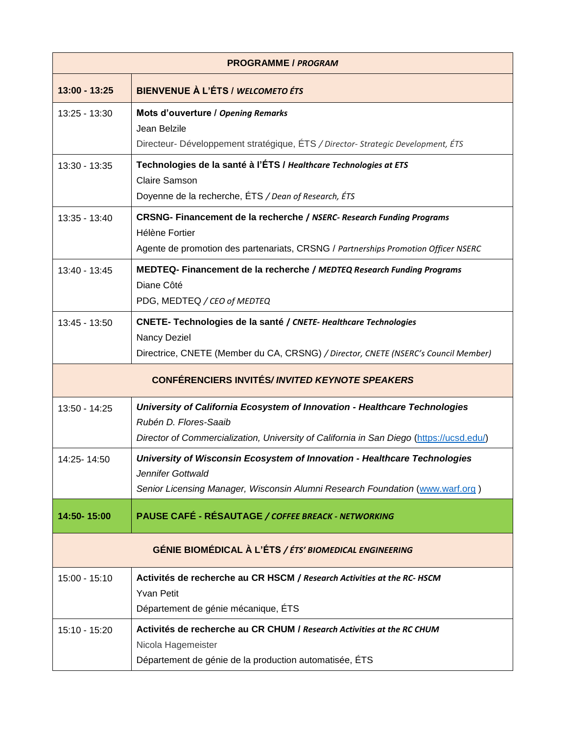| PROGRAMME / *PROGRAM* | |
|---|---|
| **13:00 - 13:25** | **BIENVENUE À L'ÉTS / *WELCOMETO ÉTS*** |
| 13:25 - 13:30 | **Mots d'ouverture / *Opening Remarks***<br>Jean Belzile<br>Directeur- Développement stratégique, ÉTS */ Director- Strategic Development, ÉTS* |
| 13:30 - 13:35 | **Technologies de la santé à l'ÉTS / *Healthcare Technologies at ETS***<br>Claire Samson<br>Doyenne de la recherche, ÉTS */ Dean of Research, ÉTS* |
| 13:35 - 13:40 | **CRSNG- Financement de la recherche / *NSERC- Research Funding Programs***<br>Hélène Fortier<br>Agente de promotion des partenariats, CRSNG / *Partnerships Promotion Officer NSERC* |
| 13:40 - 13:45 | **MEDTEQ- Financement de la recherche / *MEDTEQ Research Funding Programs***<br>Diane Côté<br>PDG, MEDTEQ */ CEO of MEDTEQ* |
| 13:45 - 13:50 | **CNETE- Technologies de la santé / *CNETE- Healthcare Technologies***<br>Nancy Deziel<br>Directrice, CNETE (Member du CA, CRSNG) */ Director, CNETE (NSERC's Council Member)* |
| **CONFÉRENCIERS INVITÉS/ *INVITED KEYNOTE SPEAKERS*** | |
| 13:50 - 14:25 | ***University of California Ecosystem of Innovation - Healthcare Technologies***<br>*Rubén D. Flores-Saaib*<br>*Director of Commercialization, University of California in San Diego* (https://ucsd.edu/) |
| 14:25- 14:50 | ***University of Wisconsin Ecosystem of Innovation - Healthcare Technologies***<br>*Jennifer Gottwald*<br>*Senior Licensing Manager, Wisconsin Alumni Research Foundation* (www.warf.org ) |
| **14:50- 15:00** | **PAUSE CAFÉ - RÉSAUTAGE / *COFFEE BREACK - NETWORKING*** |
| **GÉNIE BIOMÉDICAL À L'ÉTS / *ÉTS' BIOMEDICAL ENGINEERING*** | |
| 15:00 - 15:10 | **Activités de recherche au CR HSCM / *Research Activities at the RC- HSCM***<br>Yvan Petit<br>Département de génie mécanique, ÉTS |
| 15:10 - 15:20 | **Activités de recherche au CR CHUM / *Research Activities at the RC CHUM***<br>Nicola Hagemeister<br>Département de génie de la production automatisée, ÉTS |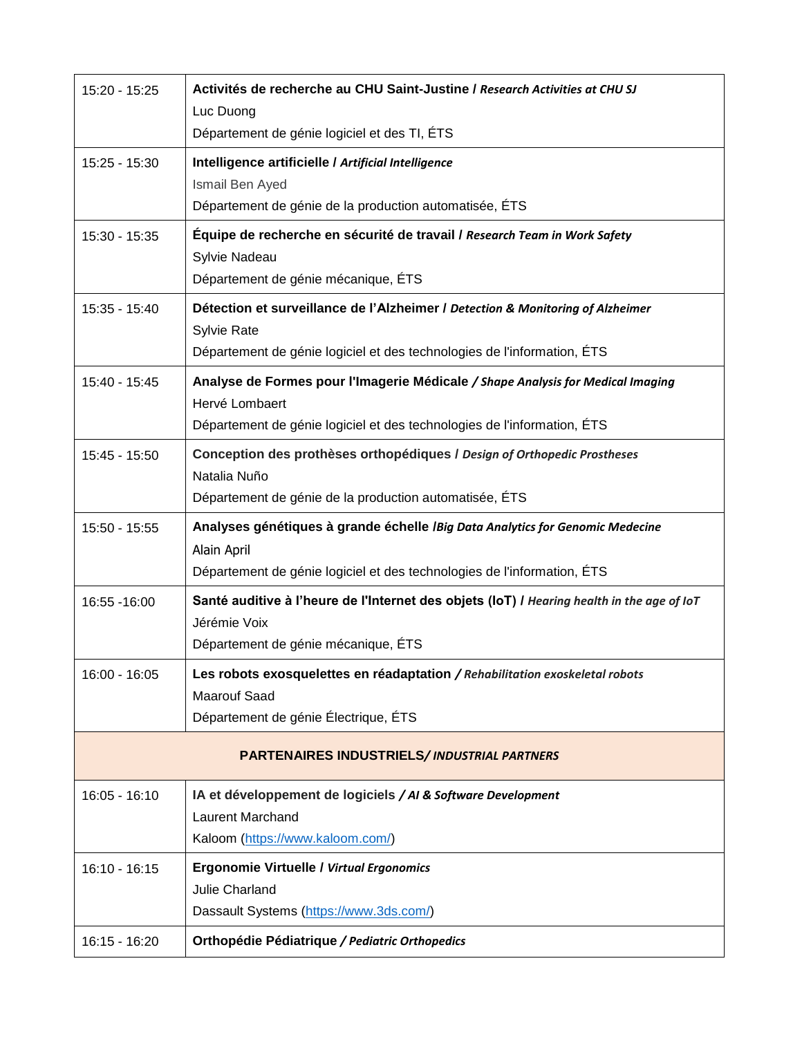| | |
|---|---|
| 15:20 - 15:25 | **Activités de recherche au CHU Saint-Justine /** ***Research Activities at CHU SJ***<br>Luc Duong<br>Département de génie logiciel et des TI, ÉTS |
| 15:25 - 15:30 | **Intelligence artificielle /** ***Artificial Intelligence***<br>Ismail Ben Ayed<br>Département de génie de la production automatisée, ÉTS |
| 15:30 - 15:35 | **Équipe de recherche en sécurité de travail /** ***Research Team in Work Safety***<br>Sylvie Nadeau<br>Département de génie mécanique, ÉTS |
| 15:35 - 15:40 | **Détection et surveillance de l'Alzheimer /** ***Detection & Monitoring of Alzheimer***<br>Sylvie Rate<br>Département de génie logiciel et des technologies de l'information, ÉTS |
| 15:40 - 15:45 | **Analyse de Formes pour l'Imagerie Médicale** ***/ Shape Analysis for Medical Imaging***<br>Hervé Lombaert<br>Département de génie logiciel et des technologies de l'information, ÉTS |
| 15:45 - 15:50 | **Conception des prothèses orthopédiques /** ***Design of Orthopedic Prostheses***<br>Natalia Nuño<br>Département de génie de la production automatisée, ÉTS |
| 15:50 - 15:55 | **Analyses génétiques à grande échelle /*****Big Data Analytics for Genomic Medecine***<br>Alain April<br>Département de génie logiciel et des technologies de l'information, ÉTS |
| 16:55 -16:00 | **Santé auditive à l'heure de l'Internet des objets (IoT) /** ***Hearing health in the age of IoT***<br>Jérémie Voix<br>Département de génie mécanique, ÉTS |
| 16:00 - 16:05 | **Les robots exosquelettes en réadaptation** ***/ Rehabilitation exoskeletal robots***<br>Maarouf Saad<br>Département de génie Électrique, ÉTS |
| **PARTENAIRES INDUSTRIELS/** ***INDUSTRIAL PARTNERS*** | |
| 16:05 - 16:10 | **IA et développement de logiciels** ***/ AI & Software Development***<br>Laurent Marchand<br>Kaloom (https://www.kaloom.com/) |
| 16:10 - 16:15 | **Ergonomie Virtuelle /** ***Virtual Ergonomics***<br>Julie Charland<br>Dassault Systems (https://www.3ds.com/) |
| 16:15 - 16:20 | **Orthopédie Pédiatrique** ***/ Pediatric Orthopedics*** |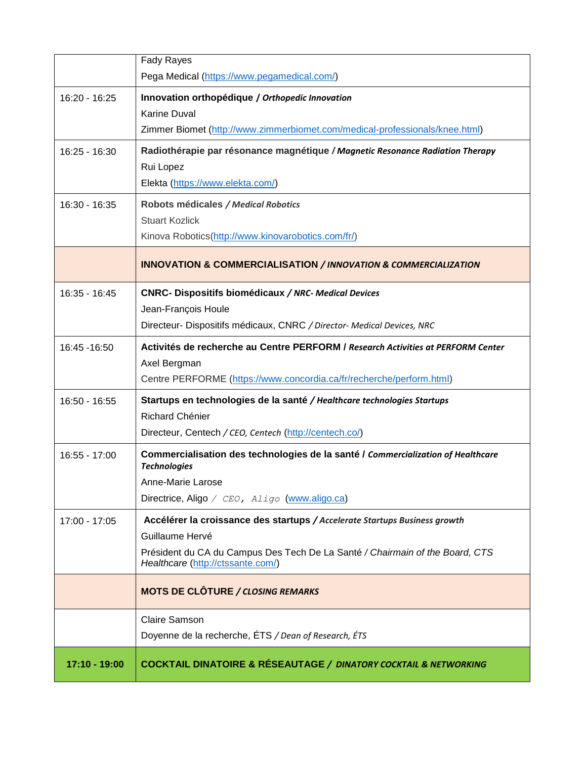| | |
|---|---|
| | Fady Rayes<br>Pega Medical (https://www.pegamedical.com/) |
| 16:20 - 16:25 | **Innovation orthopédique / *Orthopedic Innovation***<br>Karine Duval<br>Zimmer Biomet (http://www.zimmerbiomet.com/medical-professionals/knee.html) |
| 16:25 - 16:30 | **Radiothérapie par résonance magnétique / *Magnetic Resonance Radiation Therapy***<br>Rui Lopez<br>Elekta (https://www.elekta.com/) |
| 16:30 - 16:35 | **Robots médicales / *Medical Robotics***<br>Stuart Kozlick<br>Kinova Robotics(http://www.kinovarobotics.com/fr/) |
| | **INNOVATION & COMMERCIALISATION / *INNOVATION & COMMERCIALIZATION*** |
| 16:35 - 16:45 | **CNRC- Dispositifs biomédicaux / *NRC- Medical Devices***<br>Jean-François Houle<br>Directeur- Dispositifs médicaux, CNRC / *Director- Medical Devices, NRC* |
| 16:45 -16:50 | **Activités de recherche au Centre PERFORM / *Research Activities at PERFORM Center***<br>Axel Bergman<br>Centre PERFORME (https://www.concordia.ca/fr/recherche/perform.html) |
| 16:50 - 16:55 | **Startups en technologies de la santé / *Healthcare technologies Startups***<br>Richard Chénier<br>Directeur, Centech / *CEO, Centech* (http://centech.co/) |
| 16:55 - 17:00 | **Commercialisation des technologies de la santé / *Commercialization of Healthcare Technologies***<br>Anne-Marie Larose<br>Directrice, Aligo / *CEO, Aligo* (www.aligo.ca) |
| 17:00 - 17:05 | **Accélérer la croissance des startups / *Accelerate Startups Business growth***<br>Guillaume Hervé<br>Président du CA du Campus Des Tech De La Santé / *Chairmain of the Board, CTS Healthcare* (http://ctssante.com/) |
| | **MOTS DE CLÔTURE / *CLOSING REMARKS*** |
| | Claire Samson<br>Doyenne de la recherche, ÉTS / *Dean of Research, ÉTS* |
| **17:10 - 19:00** | **COCKTAIL DINATOIRE & RÉSEAUTAGE / *DINATORY COCKTAIL & NETWORKING*** |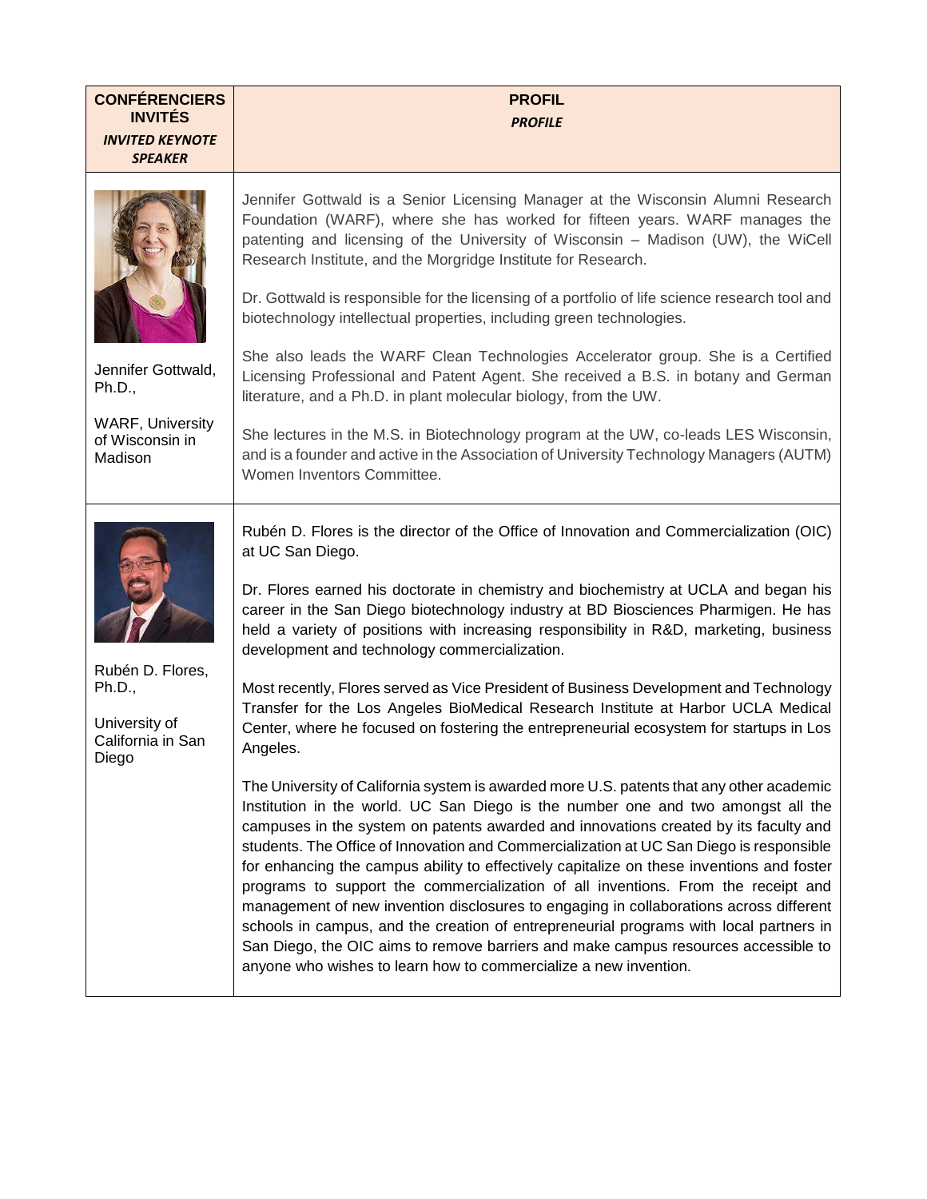| **CONFÉRENCIERS INVITÉS** *INVITED KEYNOTE SPEAKER* | **PROFIL** *PROFILE* |
| --- | --- |
| Jennifer Gottwald, Ph.D.,<br><br>WARF, University of Wisconsin in Madison | Jennifer Gottwald is a Senior Licensing Manager at the Wisconsin Alumni Research Foundation (WARF), where she has worked for fifteen years. WARF manages the patenting and licensing of the University of Wisconsin – Madison (UW), the WiCell Research Institute, and the Morgridge Institute for Research.<br><br>Dr. Gottwald is responsible for the licensing of a portfolio of life science research tool and biotechnology intellectual properties, including green technologies.<br><br>She also leads the WARF Clean Technologies Accelerator group. She is a Certified Licensing Professional and Patent Agent. She received a B.S. in botany and German literature, and a Ph.D. in plant molecular biology, from the UW.<br><br>She lectures in the M.S. in Biotechnology program at the UW, co-leads LES Wisconsin, and is a founder and active in the Association of University Technology Managers (AUTM) Women Inventors Committee. |
| Rubén D. Flores, Ph.D.,<br><br>University of California in San Diego | Rubén D. Flores is the director of the Office of Innovation and Commercialization (OIC) at UC San Diego.<br><br>Dr. Flores earned his doctorate in chemistry and biochemistry at UCLA and began his career in the San Diego biotechnology industry at BD Biosciences Pharmigen. He has held a variety of positions with increasing responsibility in R&D, marketing, business development and technology commercialization.<br><br>Most recently, Flores served as Vice President of Business Development and Technology Transfer for the Los Angeles BioMedical Research Institute at Harbor UCLA Medical Center, where he focused on fostering the entrepreneurial ecosystem for startups in Los Angeles.<br><br>The University of California system is awarded more U.S. patents that any other academic Institution in the world. UC San Diego is the number one and two amongst all the campuses in the system on patents awarded and innovations created by its faculty and students. The Office of Innovation and Commercialization at UC San Diego is responsible for enhancing the campus ability to effectively capitalize on these inventions and foster programs to support the commercialization of all inventions. From the receipt and management of new invention disclosures to engaging in collaborations across different schools in campus, and the creation of entrepreneurial programs with local partners in San Diego, the OIC aims to remove barriers and make campus resources accessible to anyone who wishes to learn how to commercialize a new invention. |